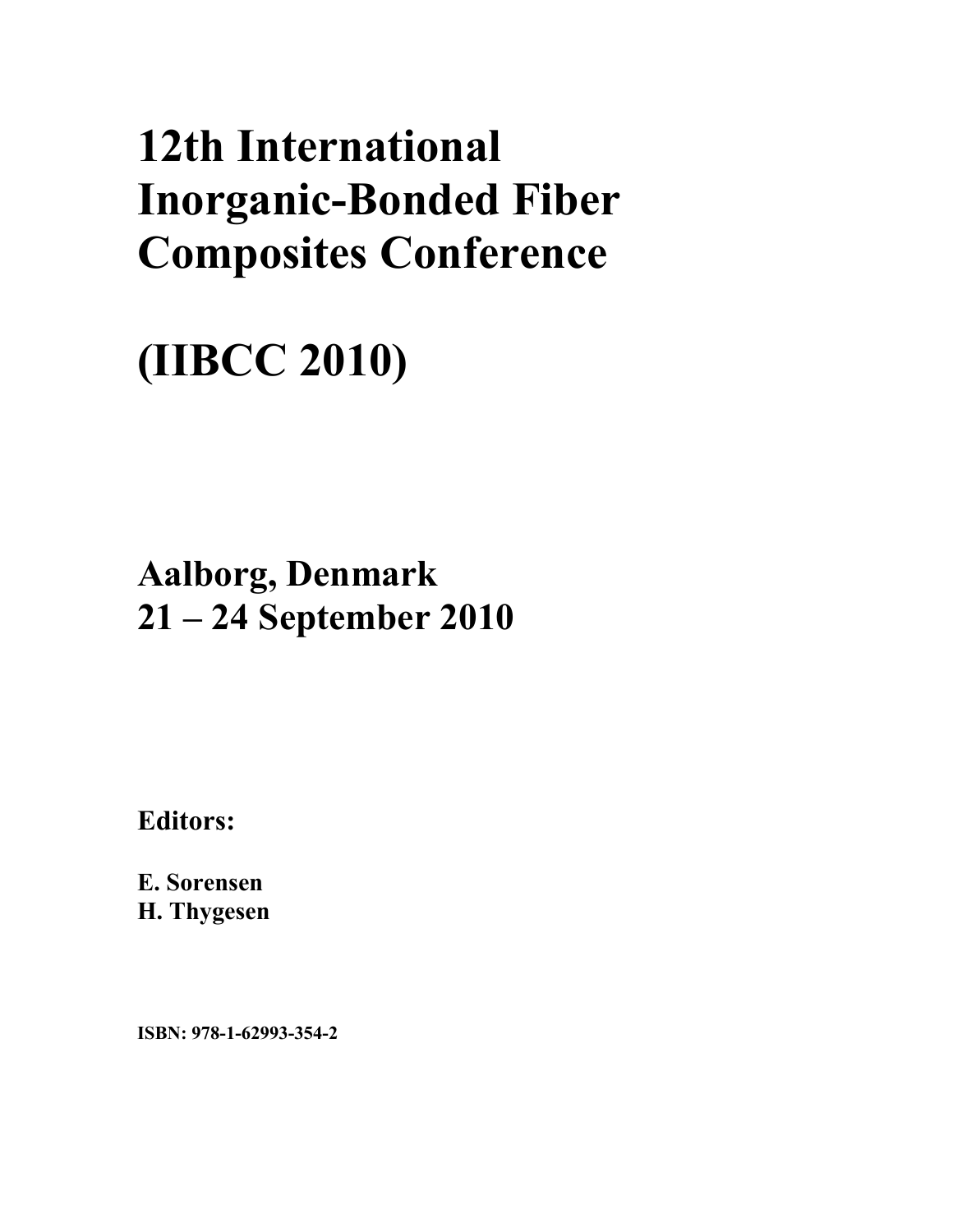# 12th International Inorganic-Bonded Fiber Composites Conference

# (IIBCC 2010)

## Aalborg, Denmark
## 21 – 24 September 2010

**Editors:**

**E. Sorensen**
**H. Thygesen**

**ISBN: 978-1-62993-354-2**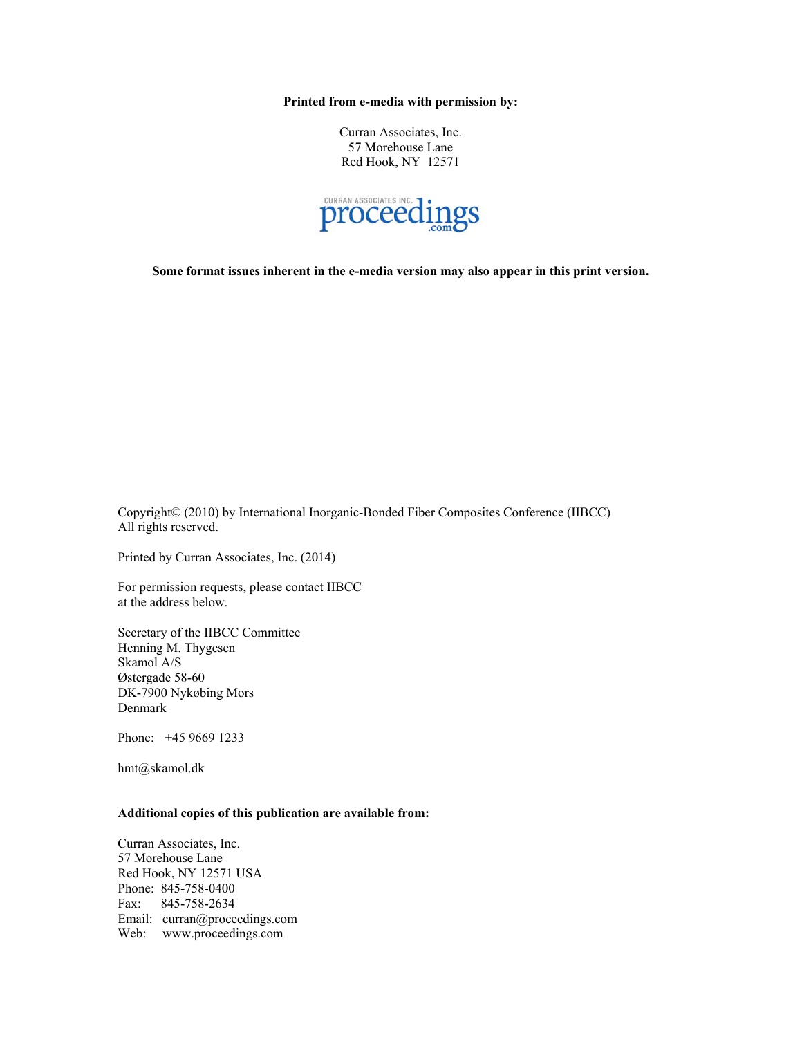**Printed from e-media with permission by:**

Curran Associates, Inc.
57 Morehouse Lane
Red Hook, NY 12571

CURRAN ASSOCIATES INC. proceedings.com

**Some format issues inherent in the e-media version may also appear in this print version.**

Copyright© (2010) by International Inorganic-Bonded Fiber Composites Conference (IIBCC)
All rights reserved.

Printed by Curran Associates, Inc. (2014)

For permission requests, please contact IIBCC
at the address below.

Secretary of the IIBCC Committee
Henning M. Thygesen
Skamol A/S
Østergade 58-60
DK-7900 Nykøbing Mors
Denmark

Phone: +45 9669 1233

hmt@skamol.dk

**Additional copies of this publication are available from:**

Curran Associates, Inc.
57 Morehouse Lane
Red Hook, NY 12571 USA
Phone: 845-758-0400
Fax: 845-758-2634
Email: curran@proceedings.com
Web: www.proceedings.com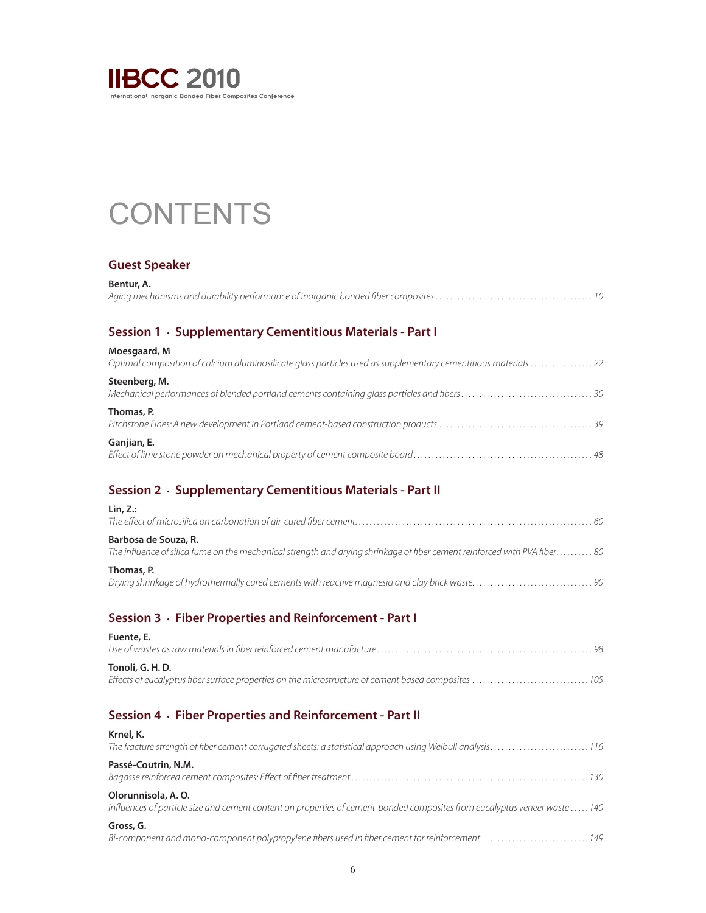# CONTENTS

## Guest Speaker

**Bentur, A.**
*Aging mechanisms and durability performance of inorganic bonded fiber composites* ........................................... 10

## Session 1 · Supplementary Cementitious Materials - Part I

**Moesgaard, M**
*Optimal composition of calcium aluminosilicate glass particles used as supplementary cementitious materials* ................. 22

**Steenberg, M.**
*Mechanical performances of blended portland cements containing glass particles and fibers* .................................... 30

**Thomas, P.**
*Pitchstone Fines: A new development in Portland cement-based construction products* .......................................... 39

**Ganjian, E.**
*Effect of lime stone powder on mechanical property of cement composite board* ................................................ 48

## Session 2 · Supplementary Cementitious Materials - Part II

**Lin, Z.:**
*The effect of microsilica on carbonation of air-cured fiber cement* ................................................................ 60

**Barbosa de Souza, R.**
*The influence of silica fume on the mechanical strength and drying shrinkage of fiber cement reinforced with PVA fiber* .......... 80

**Thomas, P.**
*Drying shrinkage of hydrothermally cured cements with reactive magnesia and clay brick waste* ................................. 90

## Session 3 · Fiber Properties and Reinforcement - Part I

**Fuente, E.**
*Use of wastes as raw materials in fiber reinforced cement manufacture* .......................................................... 98

**Tonoli, G. H. D.**
*Effects of eucalyptus fiber surface properties on the microstructure of cement based composites* ................................ 105

## Session 4 · Fiber Properties and Reinforcement - Part II

**Krnel, K.**
*The fracture strength of fiber cement corrugated sheets: a statistical approach using Weibull analysis* ........................... 116

**Passé-Coutrin, N.M.**
*Bagasse reinforced cement composites: Effect of fiber treatment* ................................................................. 130

**Olorunnisola, A. O.**
*Influences of particle size and cement content on properties of cement-bonded composites from eucalyptus veneer waste* ..... 140

**Gross, G.**
*Bi-component and mono-component polypropylene fibers used in fiber cement for reinforcement* ............................. 149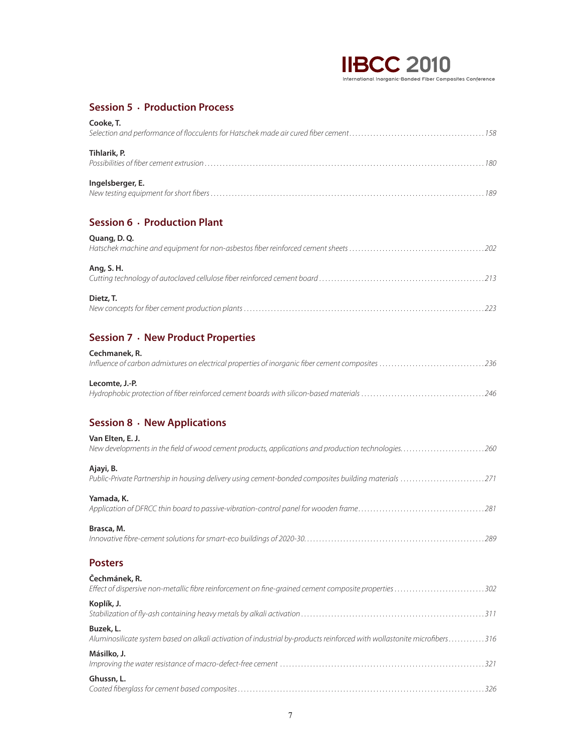## Session 5 · Production Process

**Cooke, T.**
*Selection and performance of flocculents for Hatschek made air cured fiber cement* ........ 158

**Tihlarik, P.**
*Possibilities of fiber cement extrusion* ........ 180

**Ingelsberger, E.**
*New testing equipment for short fibers* ........ 189

## Session 6 · Production Plant

**Quang, D. Q.**
*Hatschek machine and equipment for non-asbestos fiber reinforced cement sheets* ........ 202

**Ang, S. H.**
*Cutting technology of autoclaved cellulose fiber reinforced cement board* ........ 213

**Dietz, T.**
*New concepts for fiber cement production plants* ........ 223

## Session 7 · New Product Properties

**Cechmanek, R.**
*Influence of carbon admixtures on electrical properties of inorganic fiber cement composites* ........ 236

**Lecomte, J.-P.**
*Hydrophobic protection of fiber reinforced cement boards with silicon-based materials* ........ 246

## Session 8 · New Applications

**Van Elten, E. J.**
*New developments in the field of wood cement products, applications and production technologies.* ........ 260

**Ajayi, B.**
*Public-Private Partnership in housing delivery using cement-bonded composites building materials* ........ 271

**Yamada, K.**
*Application of DFRCC thin board to passive-vibration-control panel for wooden frame* ........ 281

**Brasca, M.**
*Innovative fibre-cement solutions for smart-eco buildings of 2020-30.* ........ 289

## Posters

**Čechmánek, R.**
*Effect of dispersive non-metallic fibre reinforcement on fine-grained cement composite properties* ........ 302

**Koplík, J.**
*Stabilization of fly-ash containing heavy metals by alkali activation* ........ 311

**Buzek, L.**
*Aluminosilicate system based on alkali activation of industrial by-products reinforced with wollastonite microfibers* ........ 316

**Másilko, J.**
*Improving the water resistance of macro-defect-free cement* ........ 321

**Ghussn, L.**
*Coated fiberglass for cement based composites* ........ 326